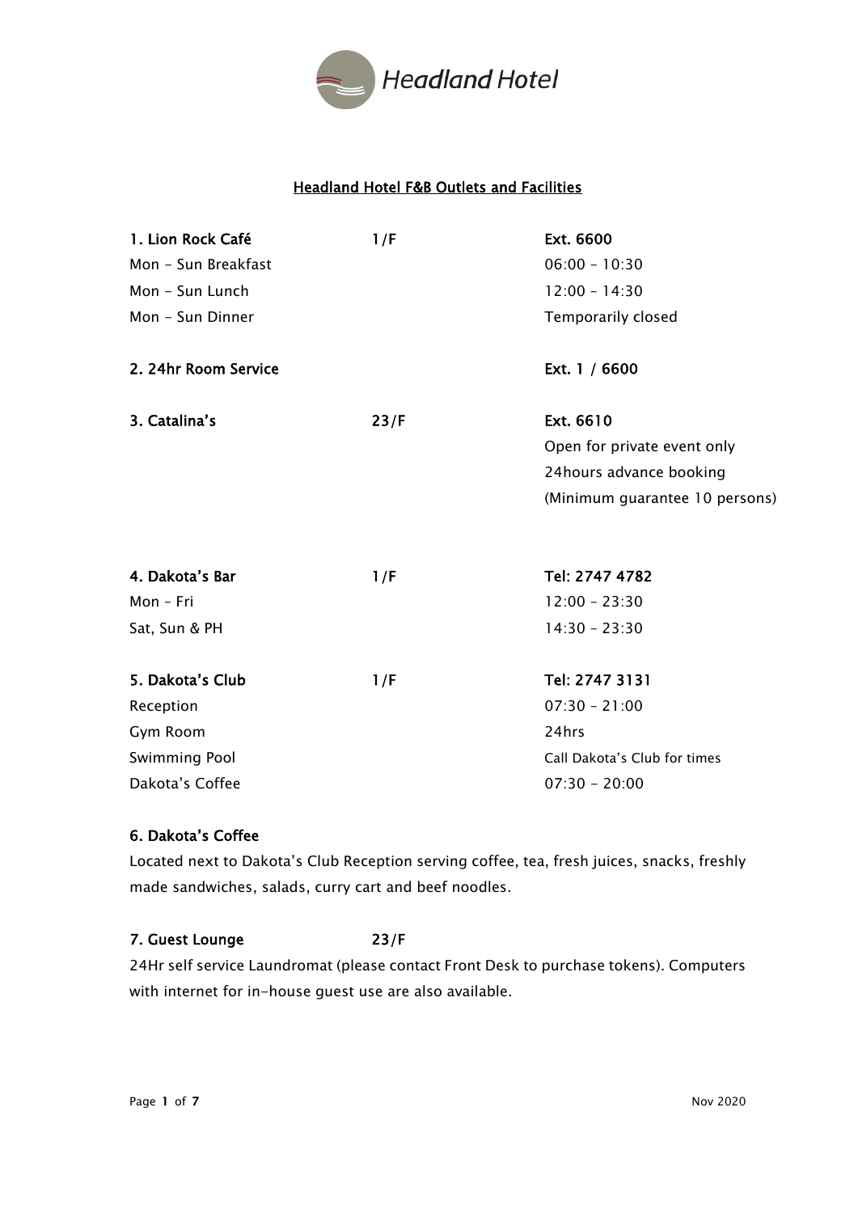Headland Hotel

## Headland Hotel F&B Outlets and Facilities

| | | |
|---|---|---|
| **1. Lion Rock Café** | **1/F** | **Ext. 6600** |
| Mon – Sun Breakfast | | 06:00 – 10:30 |
| Mon – Sun Lunch | | 12:00 – 14:30 |
| Mon – Sun Dinner | | Temporarily closed |
| **2. 24hr Room Service** | | **Ext. 1 / 6600** |
| **3. Catalina's** | **23/F** | **Ext. 6610** |
| | | Open for private event only |
| | | 24hours advance booking |
| | | (Minimum guarantee 10 persons) |
| **4. Dakota's Bar** | **1/F** | **Tel: 2747 4782** |
| Mon – Fri | | 12:00 – 23:30 |
| Sat, Sun & PH | | 14:30 – 23:30 |
| **5. Dakota's Club** | **1/F** | **Tel: 2747 3131** |
| Reception | | 07:30 – 21:00 |
| Gym Room | | 24hrs |
| Swimming Pool | | Call Dakota's Club for times |
| Dakota's Coffee | | 07:30 – 20:00 |

**6. Dakota's Coffee**

Located next to Dakota's Club Reception serving coffee, tea, fresh juices, snacks, freshly made sandwiches, salads, curry cart and beef noodles.

**7. Guest Lounge** **23/F**

24Hr self service Laundromat (please contact Front Desk to purchase tokens). Computers with internet for in-house guest use are also available.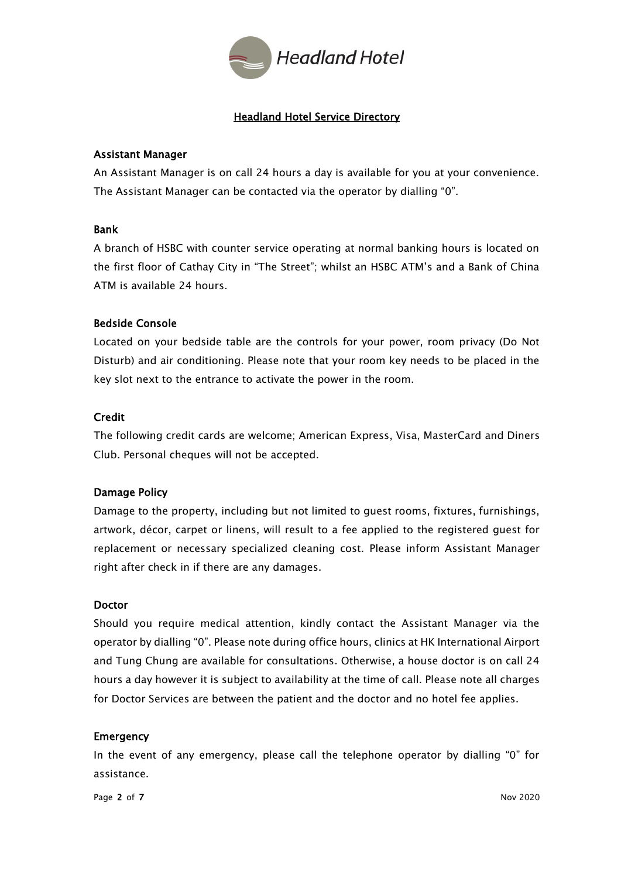## Headland Hotel Service Directory

### Assistant Manager

An Assistant Manager is on call 24 hours a day is available for you at your convenience. The Assistant Manager can be contacted via the operator by dialling "0".

### Bank

A branch of HSBC with counter service operating at normal banking hours is located on the first floor of Cathay City in "The Street"; whilst an HSBC ATM's and a Bank of China ATM is available 24 hours.

### Bedside Console

Located on your bedside table are the controls for your power, room privacy (Do Not Disturb) and air conditioning. Please note that your room key needs to be placed in the key slot next to the entrance to activate the power in the room.

### Credit

The following credit cards are welcome; American Express, Visa, MasterCard and Diners Club. Personal cheques will not be accepted.

### Damage Policy

Damage to the property, including but not limited to guest rooms, fixtures, furnishings, artwork, décor, carpet or linens, will result to a fee applied to the registered guest for replacement or necessary specialized cleaning cost. Please inform Assistant Manager right after check in if there are any damages.

### Doctor

Should you require medical attention, kindly contact the Assistant Manager via the operator by dialling "0". Please note during office hours, clinics at HK International Airport and Tung Chung are available for consultations. Otherwise, a house doctor is on call 24 hours a day however it is subject to availability at the time of call. Please note all charges for Doctor Services are between the patient and the doctor and no hotel fee applies.

### Emergency

In the event of any emergency, please call the telephone operator by dialling "0" for assistance.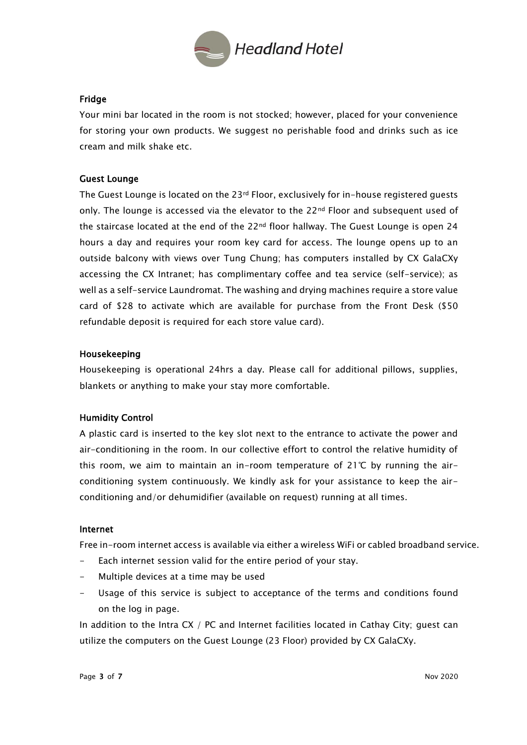### Fridge

Your mini bar located in the room is not stocked; however, placed for your convenience for storing your own products. We suggest no perishable food and drinks such as ice cream and milk shake etc.

### Guest Lounge

The Guest Lounge is located on the 23rd Floor, exclusively for in-house registered guests only. The lounge is accessed via the elevator to the 22nd Floor and subsequent used of the staircase located at the end of the 22nd floor hallway. The Guest Lounge is open 24 hours a day and requires your room key card for access. The lounge opens up to an outside balcony with views over Tung Chung; has computers installed by CX GalaCXy accessing the CX Intranet; has complimentary coffee and tea service (self-service); as well as a self-service Laundromat. The washing and drying machines require a store value card of $28 to activate which are available for purchase from the Front Desk ($50 refundable deposit is required for each store value card).

### Housekeeping

Housekeeping is operational 24hrs a day. Please call for additional pillows, supplies, blankets or anything to make your stay more comfortable.

### Humidity Control

A plastic card is inserted to the key slot next to the entrance to activate the power and air-conditioning in the room. In our collective effort to control the relative humidity of this room, we aim to maintain an in-room temperature of 21℃ by running the air-conditioning system continuously. We kindly ask for your assistance to keep the air-conditioning and/or dehumidifier (available on request) running at all times.

### Internet

Free in-room internet access is available via either a wireless WiFi or cabled broadband service.

- Each internet session valid for the entire period of your stay.
- Multiple devices at a time may be used
- Usage of this service is subject to acceptance of the terms and conditions found on the log in page.

In addition to the Intra CX / PC and Internet facilities located in Cathay City; guest can utilize the computers on the Guest Lounge (23 Floor) provided by CX GalaCXy.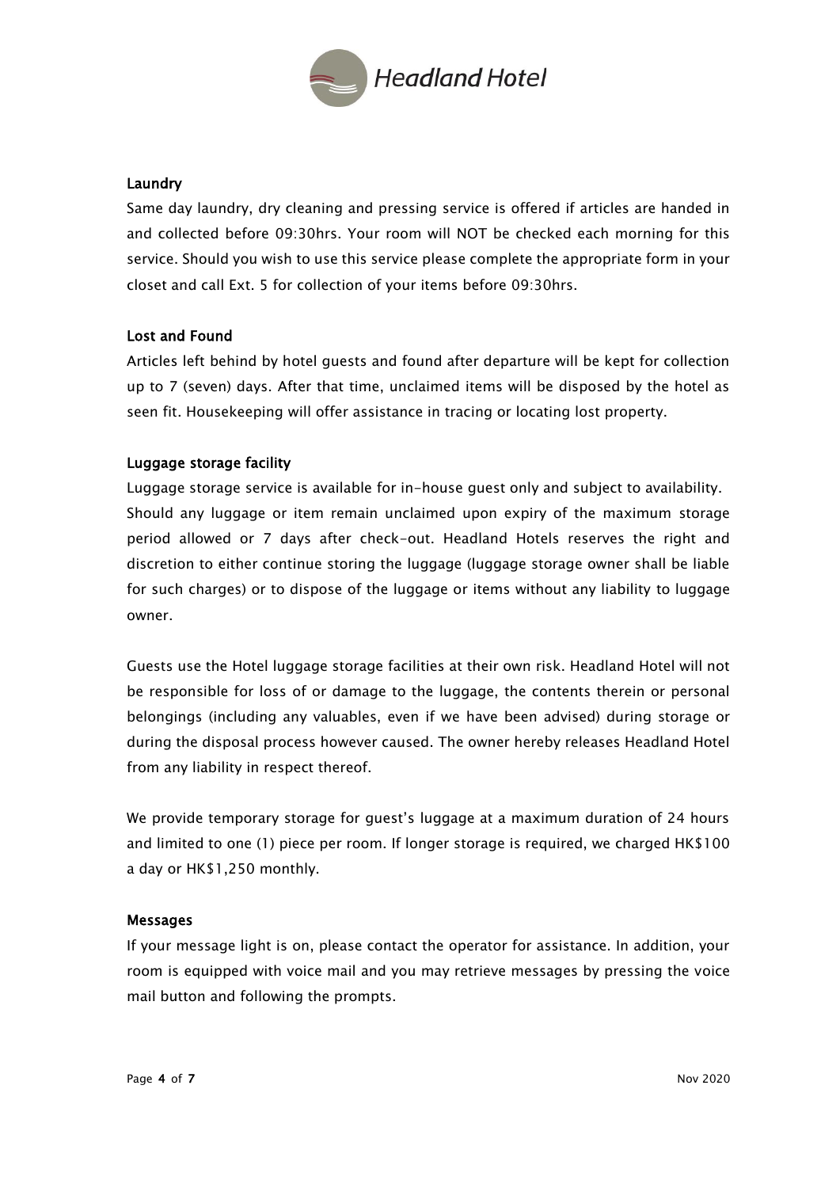## Laundry

Same day laundry, dry cleaning and pressing service is offered if articles are handed in and collected before 09:30hrs. Your room will NOT be checked each morning for this service. Should you wish to use this service please complete the appropriate form in your closet and call Ext. 5 for collection of your items before 09:30hrs.

## Lost and Found

Articles left behind by hotel guests and found after departure will be kept for collection up to 7 (seven) days. After that time, unclaimed items will be disposed by the hotel as seen fit. Housekeeping will offer assistance in tracing or locating lost property.

## Luggage storage facility

Luggage storage service is available for in-house guest only and subject to availability. Should any luggage or item remain unclaimed upon expiry of the maximum storage period allowed or 7 days after check-out. Headland Hotels reserves the right and discretion to either continue storing the luggage (luggage storage owner shall be liable for such charges) or to dispose of the luggage or items without any liability to luggage owner.

Guests use the Hotel luggage storage facilities at their own risk. Headland Hotel will not be responsible for loss of or damage to the luggage, the contents therein or personal belongings (including any valuables, even if we have been advised) during storage or during the disposal process however caused. The owner hereby releases Headland Hotel from any liability in respect thereof.

We provide temporary storage for guest's luggage at a maximum duration of 24 hours and limited to one (1) piece per room. If longer storage is required, we charged HK$100 a day or HK$1,250 monthly.

## Messages

If your message light is on, please contact the operator for assistance. In addition, your room is equipped with voice mail and you may retrieve messages by pressing the voice mail button and following the prompts.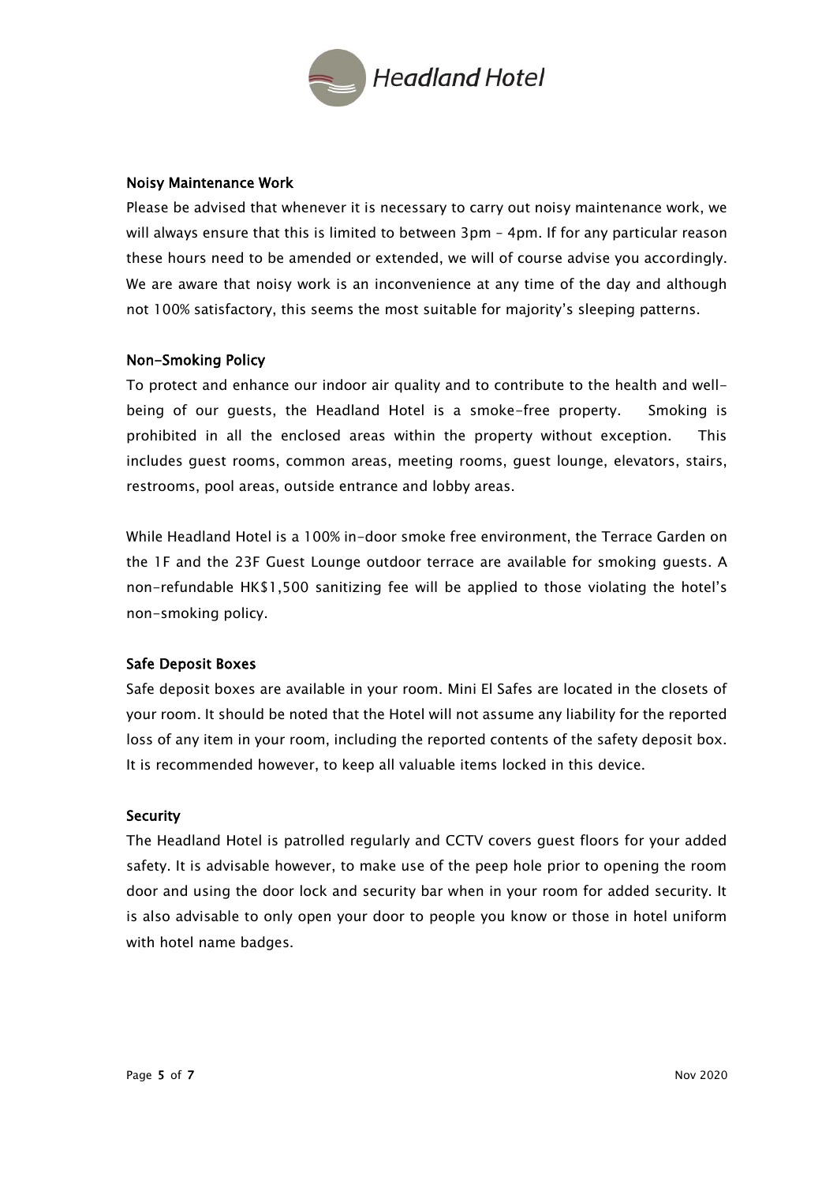### Noisy Maintenance Work

Please be advised that whenever it is necessary to carry out noisy maintenance work, we will always ensure that this is limited to between 3pm – 4pm. If for any particular reason these hours need to be amended or extended, we will of course advise you accordingly. We are aware that noisy work is an inconvenience at any time of the day and although not 100% satisfactory, this seems the most suitable for majority's sleeping patterns.

### Non-Smoking Policy

To protect and enhance our indoor air quality and to contribute to the health and well-being of our guests, the Headland Hotel is a smoke-free property. Smoking is prohibited in all the enclosed areas within the property without exception. This includes guest rooms, common areas, meeting rooms, guest lounge, elevators, stairs, restrooms, pool areas, outside entrance and lobby areas.

While Headland Hotel is a 100% in-door smoke free environment, the Terrace Garden on the 1F and the 23F Guest Lounge outdoor terrace are available for smoking guests. A non-refundable HK$1,500 sanitizing fee will be applied to those violating the hotel's non-smoking policy.

### Safe Deposit Boxes

Safe deposit boxes are available in your room. Mini El Safes are located in the closets of your room. It should be noted that the Hotel will not assume any liability for the reported loss of any item in your room, including the reported contents of the safety deposit box. It is recommended however, to keep all valuable items locked in this device.

### Security

The Headland Hotel is patrolled regularly and CCTV covers guest floors for your added safety. It is advisable however, to make use of the peep hole prior to opening the room door and using the door lock and security bar when in your room for added security. It is also advisable to only open your door to people you know or those in hotel uniform with hotel name badges.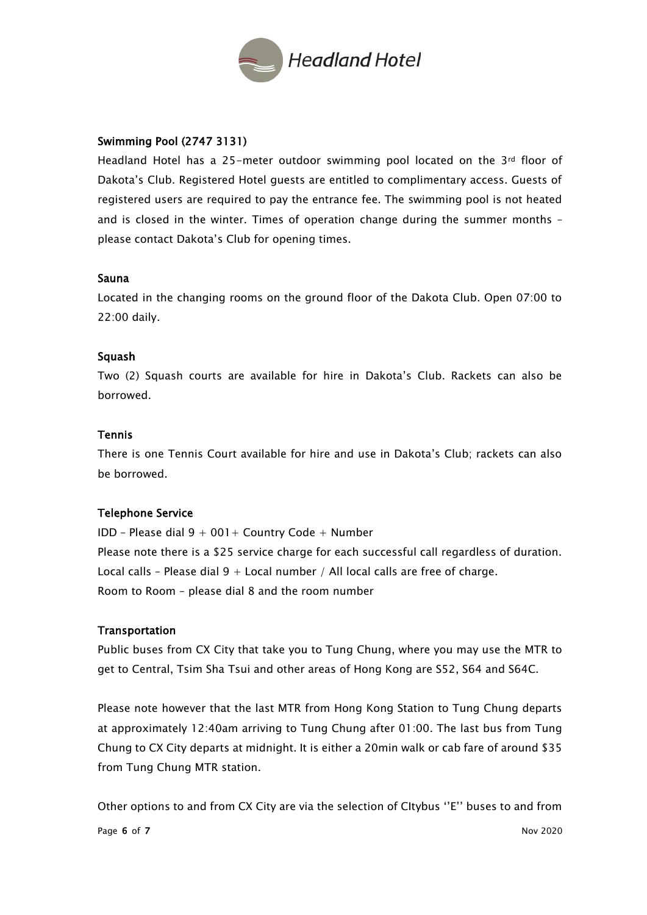### Swimming Pool (2747 3131)

Headland Hotel has a 25-meter outdoor swimming pool located on the 3rd floor of Dakota's Club. Registered Hotel guests are entitled to complimentary access. Guests of registered users are required to pay the entrance fee. The swimming pool is not heated and is closed in the winter. Times of operation change during the summer months – please contact Dakota's Club for opening times.

### Sauna

Located in the changing rooms on the ground floor of the Dakota Club. Open 07:00 to 22:00 daily.

### Squash

Two (2) Squash courts are available for hire in Dakota's Club. Rackets can also be borrowed.

### Tennis

There is one Tennis Court available for hire and use in Dakota's Club; rackets can also be borrowed.

### Telephone Service

IDD – Please dial 9 + 001+ Country Code + Number
Please note there is a $25 service charge for each successful call regardless of duration.
Local calls – Please dial 9 + Local number / All local calls are free of charge.
Room to Room – please dial 8 and the room number

### Transportation

Public buses from CX City that take you to Tung Chung, where you may use the MTR to get to Central, Tsim Sha Tsui and other areas of Hong Kong are S52, S64 and S64C.

Please note however that the last MTR from Hong Kong Station to Tung Chung departs at approximately 12:40am arriving to Tung Chung after 01:00. The last bus from Tung Chung to CX City departs at midnight. It is either a 20min walk or cab fare of around $35 from Tung Chung MTR station.

Other options to and from CX City are via the selection of CItybus ''E'' buses to and from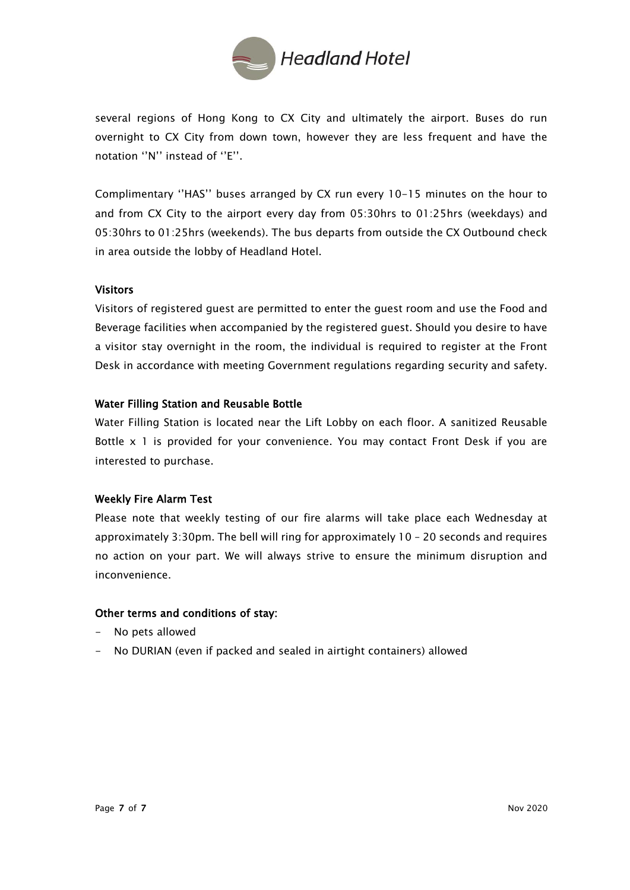several regions of Hong Kong to CX City and ultimately the airport. Buses do run overnight to CX City from down town, however they are less frequent and have the notation ''N'' instead of ''E''.

Complimentary ''HAS'' buses arranged by CX run every 10-15 minutes on the hour to and from CX City to the airport every day from 05:30hrs to 01:25hrs (weekdays) and 05:30hrs to 01:25hrs (weekends). The bus departs from outside the CX Outbound check in area outside the lobby of Headland Hotel.

**Visitors**

Visitors of registered guest are permitted to enter the guest room and use the Food and Beverage facilities when accompanied by the registered guest. Should you desire to have a visitor stay overnight in the room, the individual is required to register at the Front Desk in accordance with meeting Government regulations regarding security and safety.

**Water Filling Station and Reusable Bottle**

Water Filling Station is located near the Lift Lobby on each floor. A sanitized Reusable Bottle x 1 is provided for your convenience. You may contact Front Desk if you are interested to purchase.

**Weekly Fire Alarm Test**

Please note that weekly testing of our fire alarms will take place each Wednesday at approximately 3:30pm. The bell will ring for approximately 10 – 20 seconds and requires no action on your part. We will always strive to ensure the minimum disruption and inconvenience.

**Other terms and conditions of stay:**

- No pets allowed
- No DURIAN (even if packed and sealed in airtight containers) allowed